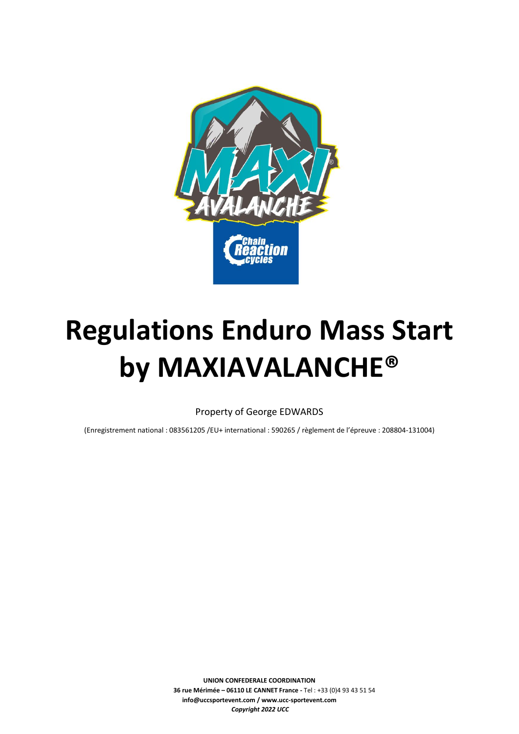# Regulations Enduro Mass Start by MAXIAVALANCHE®

Property of George EDWARDS

(Enregistrement national : 083561205 /EU+ international : 590265 / règlement de l'épreuve : 208804-131004)

**UNION CONFEDERALE COORDINATION**
**36 rue Mérimée – 06110 LE CANNET France -** Tel : +33 (0)4 93 43 51 54
**info@uccsportevent.com / www.ucc-sportevent.com**
***Copyright 2022 UCC***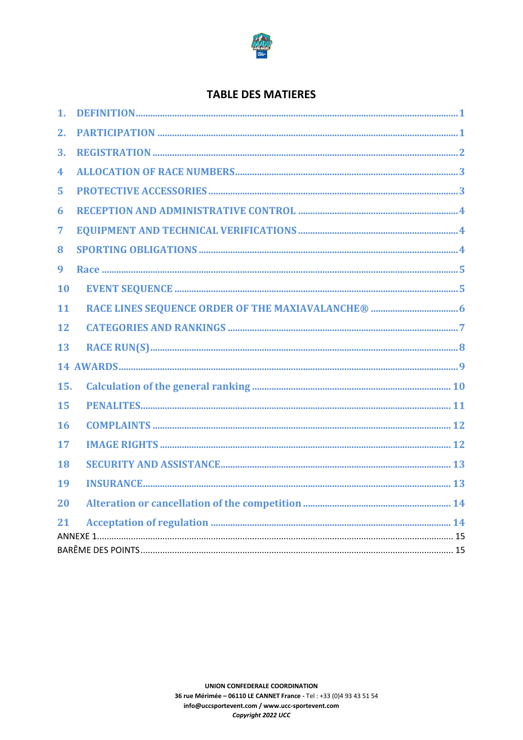## TABLE DES MATIERES

1. DEFINITION ..... 1
2. PARTICIPATION ..... 1
3. REGISTRATION ..... 2
4 ALLOCATION OF RACE NUMBERS ..... 3
5 PROTECTIVE ACCESSORIES ..... 3
6 RECEPTION AND ADMINISTRATIVE CONTROL ..... 4
7 EQUIPMENT AND TECHNICAL VERIFICATIONS ..... 4
8 SPORTING OBLIGATIONS ..... 4
9 Race ..... 5
10 EVENT SEQUENCE ..... 5
11 RACE LINES SEQUENCE ORDER OF THE MAXIAVALANCHE® ..... 6
12 CATEGORIES AND RANKINGS ..... 7
13 RACE RUN(S) ..... 8
14 AWARDS ..... 9
15. Calculation of the general ranking ..... 10
15 PENALITES ..... 11
16 COMPLAINTS ..... 12
17 IMAGE RIGHTS ..... 12
18 SECURITY AND ASSISTANCE ..... 13
19 INSURANCE ..... 13
20 Alteration or cancellation of the competition ..... 14
21 Acceptation of regulation ..... 14

ANNEXE 1 ..... 15

BARÊME DES POINTS ..... 15

**UNION CONFEDERALE COORDINATION**
**36 rue Mérimée – 06110 LE CANNET France** - Tel : +33 (0)4 93 43 51 54
**info@uccsportevent.com / www.ucc-sportevent.com**
***Copyright 2022 UCC***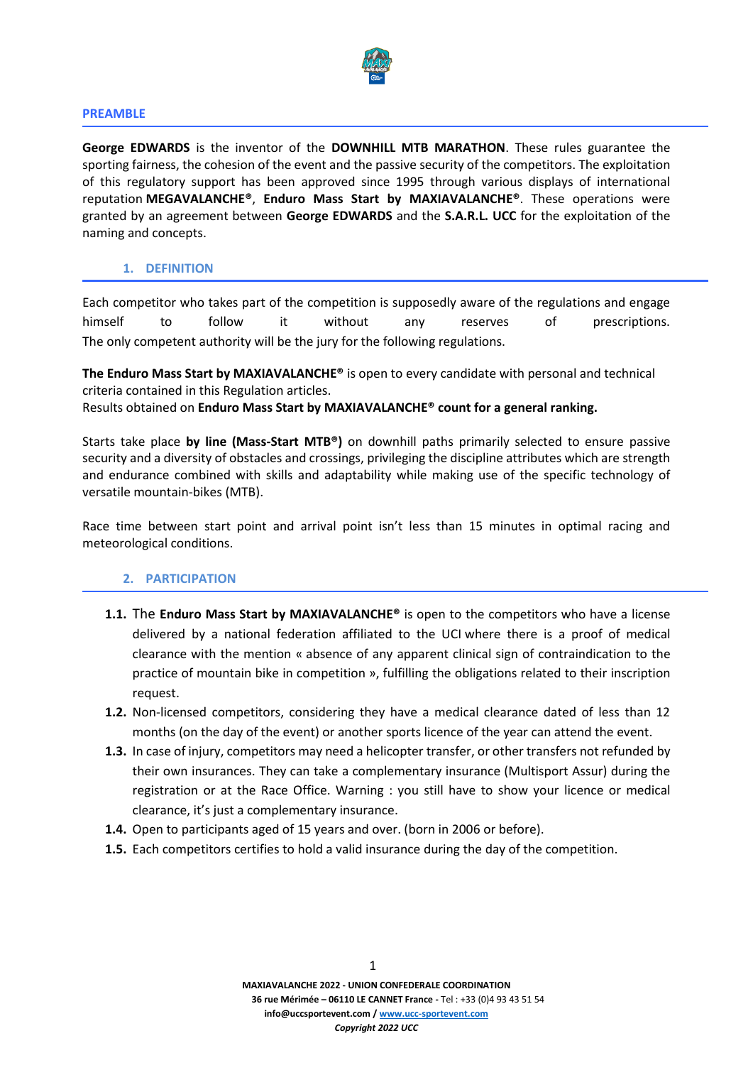## PREAMBLE

**George EDWARDS** is the inventor of the **DOWNHILL MTB MARATHON**. These rules guarantee the sporting fairness, the cohesion of the event and the passive security of the competitors. The exploitation of this regulatory support has been approved since 1995 through various displays of international reputation **MEGAVALANCHE®**, **Enduro Mass Start by MAXIAVALANCHE®**. These operations were granted by an agreement between **George EDWARDS** and the **S.A.R.L. UCC** for the exploitation of the naming and concepts.

## 1. DEFINITION

Each competitor who takes part of the competition is supposedly aware of the regulations and engage himself to follow it without any reserves of prescriptions.
The only competent authority will be the jury for the following regulations.

**The Enduro Mass Start by MAXIAVALANCHE®** is open to every candidate with personal and technical criteria contained in this Regulation articles.
Results obtained on **Enduro Mass Start by MAXIAVALANCHE® count for a general ranking.**

Starts take place **by line (Mass-Start MTB®)** on downhill paths primarily selected to ensure passive security and a diversity of obstacles and crossings, privileging the discipline attributes which are strength and endurance combined with skills and adaptability while making use of the specific technology of versatile mountain-bikes (MTB).

Race time between start point and arrival point isn't less than 15 minutes in optimal racing and meteorological conditions.

## 2. PARTICIPATION

**1.1.** The **Enduro Mass Start by MAXIAVALANCHE®** is open to the competitors who have a license delivered by a national federation affiliated to the UCI where there is a proof of medical clearance with the mention « absence of any apparent clinical sign of contraindication to the practice of mountain bike in competition », fulfilling the obligations related to their inscription request.

**1.2.** Non-licensed competitors, considering they have a medical clearance dated of less than 12 months (on the day of the event) or another sports licence of the year can attend the event.

**1.3.** In case of injury, competitors may need a helicopter transfer, or other transfers not refunded by their own insurances. They can take a complementary insurance (Multisport Assur) during the registration or at the Race Office. Warning : you still have to show your licence or medical clearance, it's just a complementary insurance.

**1.4.** Open to participants aged of 15 years and over. (born in 2006 or before).

**1.5.** Each competitors certifies to hold a valid insurance during the day of the competition.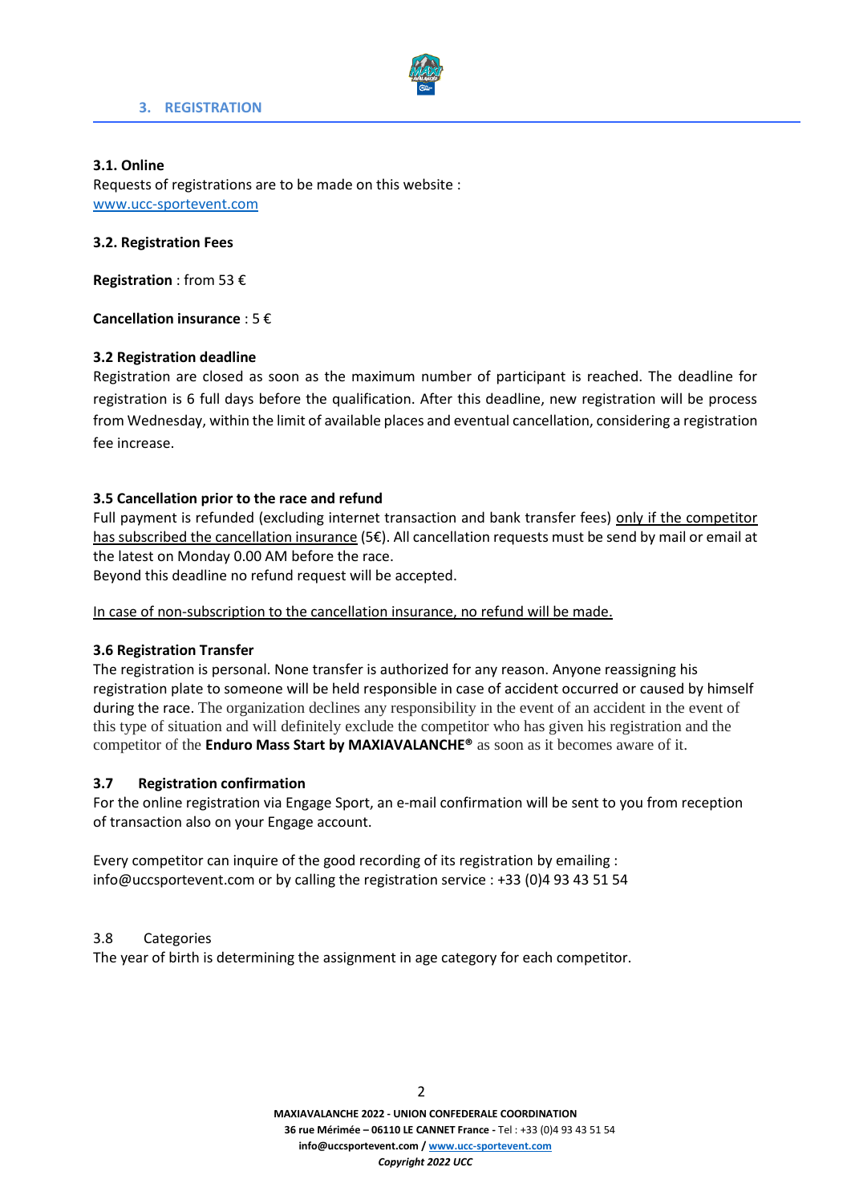## 3. REGISTRATION

### 3.1. Online

Requests of registrations are to be made on this website :
www.ucc-sportevent.com

### 3.2. Registration Fees

**Registration** : from 53 €

**Cancellation insurance** : 5 €

### 3.2 Registration deadline

Registration are closed as soon as the maximum number of participant is reached. The deadline for registration is 6 full days before the qualification. After this deadline, new registration will be process from Wednesday, within the limit of available places and eventual cancellation, considering a registration fee increase.

### 3.5 Cancellation prior to the race and refund

Full payment is refunded (excluding internet transaction and bank transfer fees) <u>only if the competitor has subscribed the cancellation insurance</u> (5€). All cancellation requests must be send by mail or email at the latest on Monday 0.00 AM before the race.
Beyond this deadline no refund request will be accepted.

<u>In case of non-subscription to the cancellation insurance, no refund will be made.</u>

### 3.6 Registration Transfer

The registration is personal. None transfer is authorized for any reason. Anyone reassigning his registration plate to someone will be held responsible in case of accident occurred or caused by himself during the race. The organization declines any responsibility in the event of an accident in the event of this type of situation and will definitely exclude the competitor who has given his registration and the competitor of the **Enduro Mass Start by MAXIAVALANCHE®** as soon as it becomes aware of it.

### 3.7 Registration confirmation

For the online registration via Engage Sport, an e-mail confirmation will be sent to you from reception of transaction also on your Engage account.

Every competitor can inquire of the good recording of its registration by emailing : info@uccsportevent.com or by calling the registration service : +33 (0)4 93 43 51 54

### 3.8 Categories

The year of birth is determining the assignment in age category for each competitor.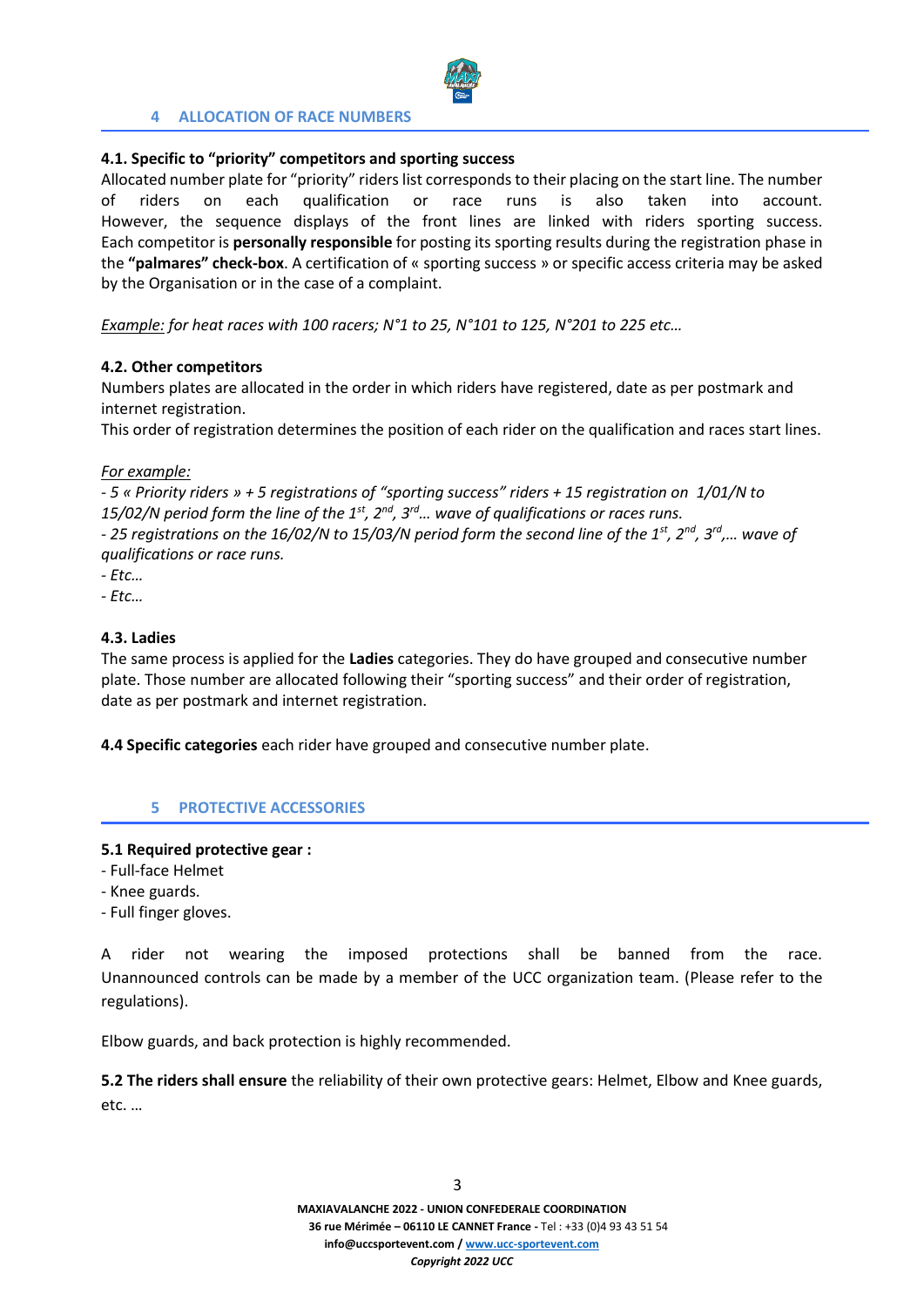## 4 ALLOCATION OF RACE NUMBERS

**4.1. Specific to "priority" competitors and sporting success**

Allocated number plate for "priority" riders list corresponds to their placing on the start line. The number of riders on each qualification or race runs is also taken into account. However, the sequence displays of the front lines are linked with riders sporting success. Each competitor is **personally responsible** for posting its sporting results during the registration phase in the **"palmares" check-box**. A certification of « sporting success » or specific access criteria may be asked by the Organisation or in the case of a complaint.

*Example: for heat races with 100 racers; N°1 to 25, N°101 to 125, N°201 to 225 etc…*

**4.2. Other competitors**

Numbers plates are allocated in the order in which riders have registered, date as per postmark and internet registration.

This order of registration determines the position of each rider on the qualification and races start lines.

*For example:*

*- 5 « Priority riders » + 5 registrations of "sporting success" riders + 15 registration on 1/01/N to 15/02/N period form the line of the 1st, 2nd, 3rd… wave of qualifications or races runs.*

*- 25 registrations on the 16/02/N to 15/03/N period form the second line of the 1st, 2nd, 3rd,… wave of qualifications or race runs.*

*- Etc…*

*- Etc…*

**4.3. Ladies**

The same process is applied for the **Ladies** categories. They do have grouped and consecutive number plate. Those number are allocated following their "sporting success" and their order of registration, date as per postmark and internet registration.

**4.4 Specific categories** each rider have grouped and consecutive number plate.

## 5 PROTECTIVE ACCESSORIES

**5.1 Required protective gear :**

- Full-face Helmet
- Knee guards.
- Full finger gloves.

A rider not wearing the imposed protections shall be banned from the race. Unannounced controls can be made by a member of the UCC organization team. (Please refer to the regulations).

Elbow guards, and back protection is highly recommended.

**5.2 The riders shall ensure** the reliability of their own protective gears: Helmet, Elbow and Knee guards, etc. …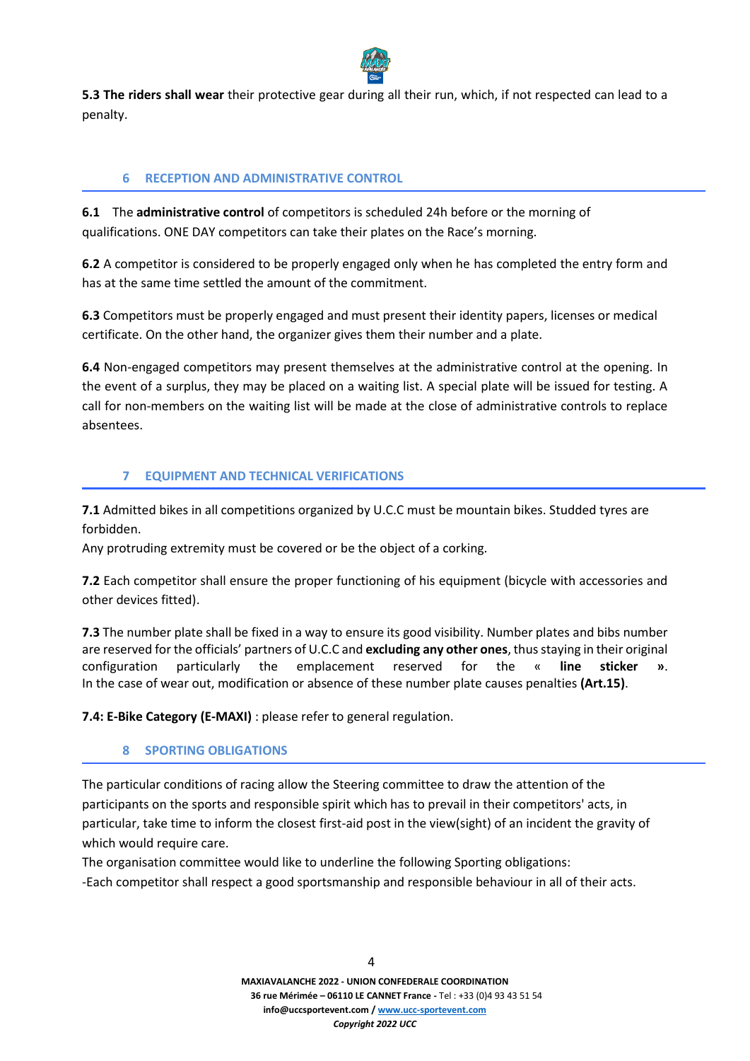**5.3 The riders shall wear** their protective gear during all their run, which, if not respected can lead to a penalty.

## 6 RECEPTION AND ADMINISTRATIVE CONTROL

**6.1** The **administrative control** of competitors is scheduled 24h before or the morning of qualifications. ONE DAY competitors can take their plates on the Race's morning.

**6.2** A competitor is considered to be properly engaged only when he has completed the entry form and has at the same time settled the amount of the commitment.

**6.3** Competitors must be properly engaged and must present their identity papers, licenses or medical certificate. On the other hand, the organizer gives them their number and a plate.

**6.4** Non-engaged competitors may present themselves at the administrative control at the opening. In the event of a surplus, they may be placed on a waiting list. A special plate will be issued for testing. A call for non-members on the waiting list will be made at the close of administrative controls to replace absentees.

## 7 EQUIPMENT AND TECHNICAL VERIFICATIONS

**7.1** Admitted bikes in all competitions organized by U.C.C must be mountain bikes. Studded tyres are forbidden.
Any protruding extremity must be covered or be the object of a corking.

**7.2** Each competitor shall ensure the proper functioning of his equipment (bicycle with accessories and other devices fitted).

**7.3** The number plate shall be fixed in a way to ensure its good visibility. Number plates and bibs number are reserved for the officials' partners of U.C.C and **excluding any other ones**, thus staying in their original configuration particularly the emplacement reserved for the « **line sticker** ».
In the case of wear out, modification or absence of these number plate causes penalties **(Art.15)**.

**7.4: E-Bike Category (E-MAXI)** : please refer to general regulation.

## 8 SPORTING OBLIGATIONS

The particular conditions of racing allow the Steering committee to draw the attention of the participants on the sports and responsible spirit which has to prevail in their competitors' acts, in particular, take time to inform the closest first-aid post in the view(sight) of an incident the gravity of which would require care.
The organisation committee would like to underline the following Sporting obligations:
-Each competitor shall respect a good sportsmanship and responsible behaviour in all of their acts.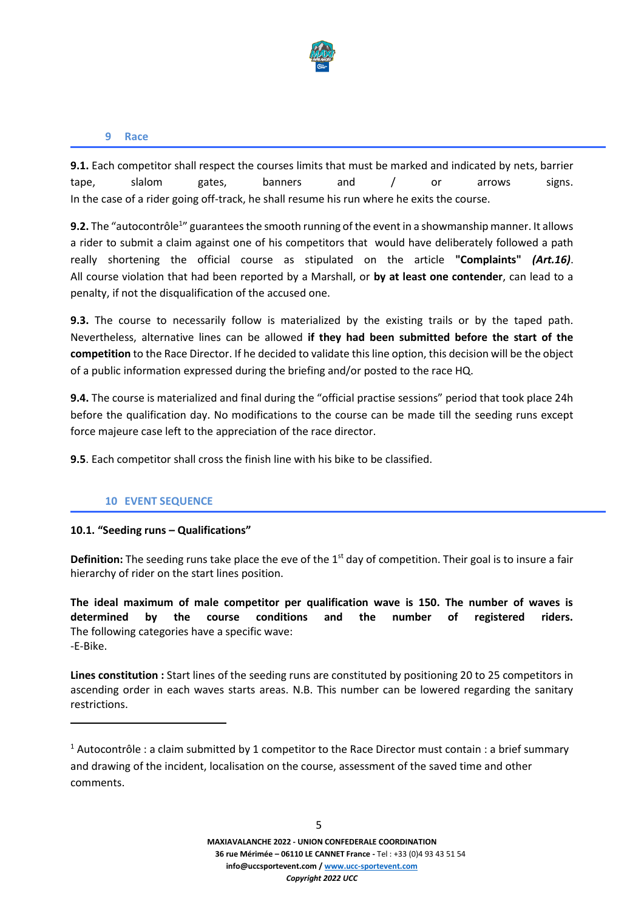## 9 Race

**9.1.** Each competitor shall respect the courses limits that must be marked and indicated by nets, barrier tape, slalom gates, banners and / or arrows signs.
In the case of a rider going off-track, he shall resume his run where he exits the course.

**9.2.** The "autocontrôle[1]" guarantees the smooth running of the event in a showmanship manner. It allows a rider to submit a claim against one of his competitors that would have deliberately followed a path really shortening the official course as stipulated on the article **"Complaints"** ***(Art.16)***.
All course violation that had been reported by a Marshall, or **by at least one contender**, can lead to a penalty, if not the disqualification of the accused one.

**9.3.** The course to necessarily follow is materialized by the existing trails or by the taped path. Nevertheless, alternative lines can be allowed **if they had been submitted before the start of the competition** to the Race Director. If he decided to validate this line option, this decision will be the object of a public information expressed during the briefing and/or posted to the race HQ.

**9.4.** The course is materialized and final during the "official practise sessions" period that took place 24h before the qualification day. No modifications to the course can be made till the seeding runs except force majeure case left to the appreciation of the race director.

**9.5**. Each competitor shall cross the finish line with his bike to be classified.

## 10 EVENT SEQUENCE

### 10.1. "Seeding runs – Qualifications"

**Definition:** The seeding runs take place the eve of the 1st day of competition. Their goal is to insure a fair hierarchy of rider on the start lines position.

**The ideal maximum of male competitor per qualification wave is 150. The number of waves is determined by the course conditions and the number of registered riders.**
The following categories have a specific wave:
-E-Bike.

**Lines constitution :** Start lines of the seeding runs are constituted by positioning 20 to 25 competitors in ascending order in each waves starts areas. N.B. This number can be lowered regarding the sanitary restrictions.

---

[1] Autocontrôle : a claim submitted by 1 competitor to the Race Director must contain : a brief summary and drawing of the incident, localisation on the course, assessment of the saved time and other comments.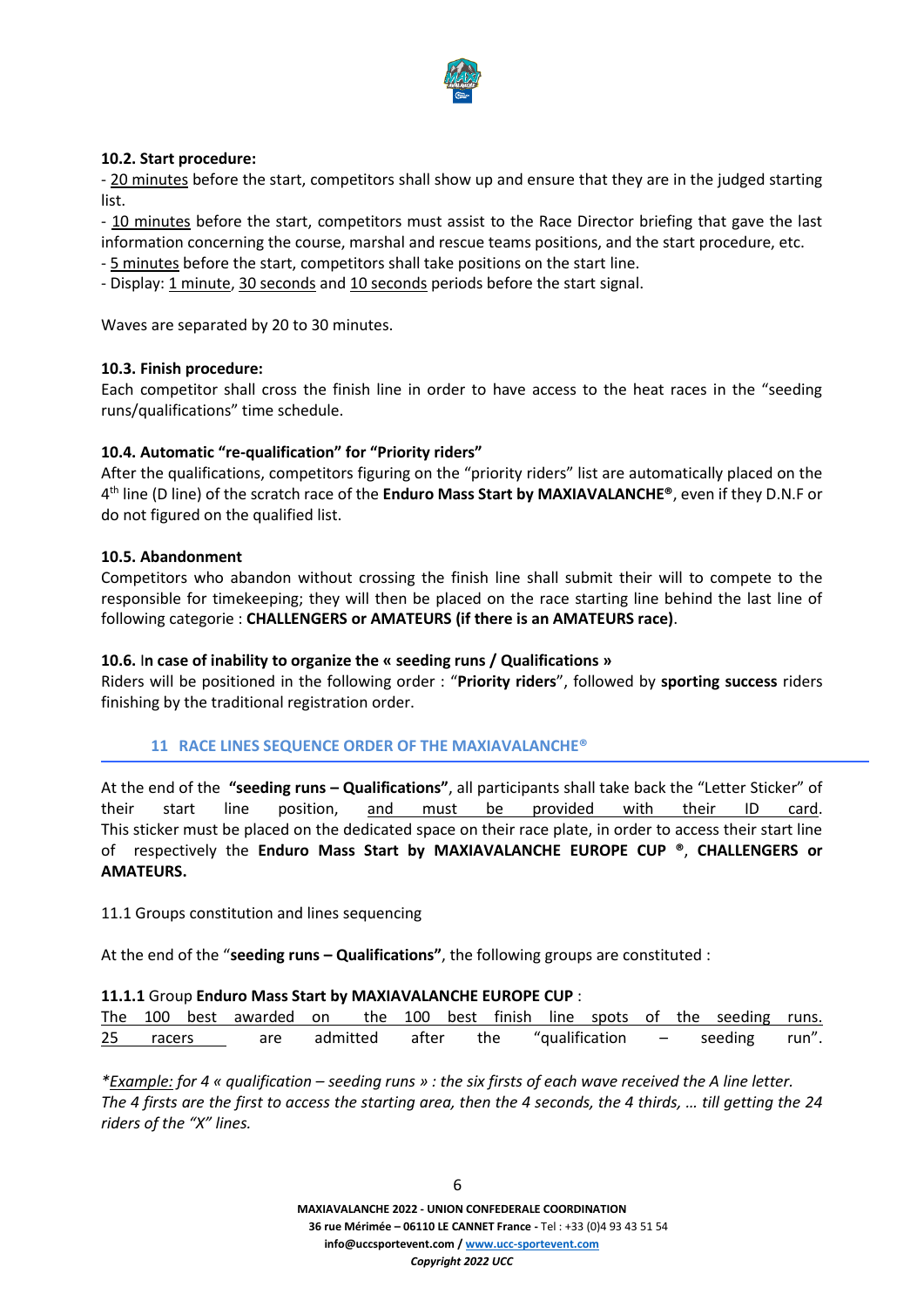**10.2. Start procedure:**

- 20 minutes before the start, competitors shall show up and ensure that they are in the judged starting list.
- 10 minutes before the start, competitors must assist to the Race Director briefing that gave the last information concerning the course, marshal and rescue teams positions, and the start procedure, etc.
- 5 minutes before the start, competitors shall take positions on the start line.
- Display: 1 minute, 30 seconds and 10 seconds periods before the start signal.

Waves are separated by 20 to 30 minutes.

**10.3. Finish procedure:**

Each competitor shall cross the finish line in order to have access to the heat races in the "seeding runs/qualifications" time schedule.

**10.4. Automatic "re-qualification" for "Priority riders"**

After the qualifications, competitors figuring on the "priority riders" list are automatically placed on the 4th line (D line) of the scratch race of the **Enduro Mass Start by MAXIAVALANCHE®**, even if they D.N.F or do not figured on the qualified list.

**10.5. Abandonment**

Competitors who abandon without crossing the finish line shall submit their will to compete to the responsible for timekeeping; they will then be placed on the race starting line behind the last line of following categorie : **CHALLENGERS or AMATEURS (if there is an AMATEURS race)**.

**10.6.** In **case of inability to organize the « seeding runs / Qualifications »**

Riders will be positioned in the following order : "**Priority riders**", followed by **sporting success** riders finishing by the traditional registration order.

## 11 RACE LINES SEQUENCE ORDER OF THE MAXIAVALANCHE®

At the end of the **"seeding runs – Qualifications"**, all participants shall take back the "Letter Sticker" of their start line position, and must be provided with their ID card. This sticker must be placed on the dedicated space on their race plate, in order to access their start line of respectively the **Enduro Mass Start by MAXIAVALANCHE EUROPE CUP ®**, **CHALLENGERS or AMATEURS.**

11.1 Groups constitution and lines sequencing

At the end of the "**seeding runs – Qualifications"**, the following groups are constituted :

**11.1.1** Group **Enduro Mass Start by MAXIAVALANCHE EUROPE CUP** :

The 100 best awarded on the 100 best finish line spots of the seeding runs. 25 racers are admitted after the "qualification – seeding run".

*\*Example: for 4 « qualification – seeding runs » : the six firsts of each wave received the A line letter. The 4 firsts are the first to access the starting area, then the 4 seconds, the 4 thirds, … till getting the 24 riders of the "X" lines.*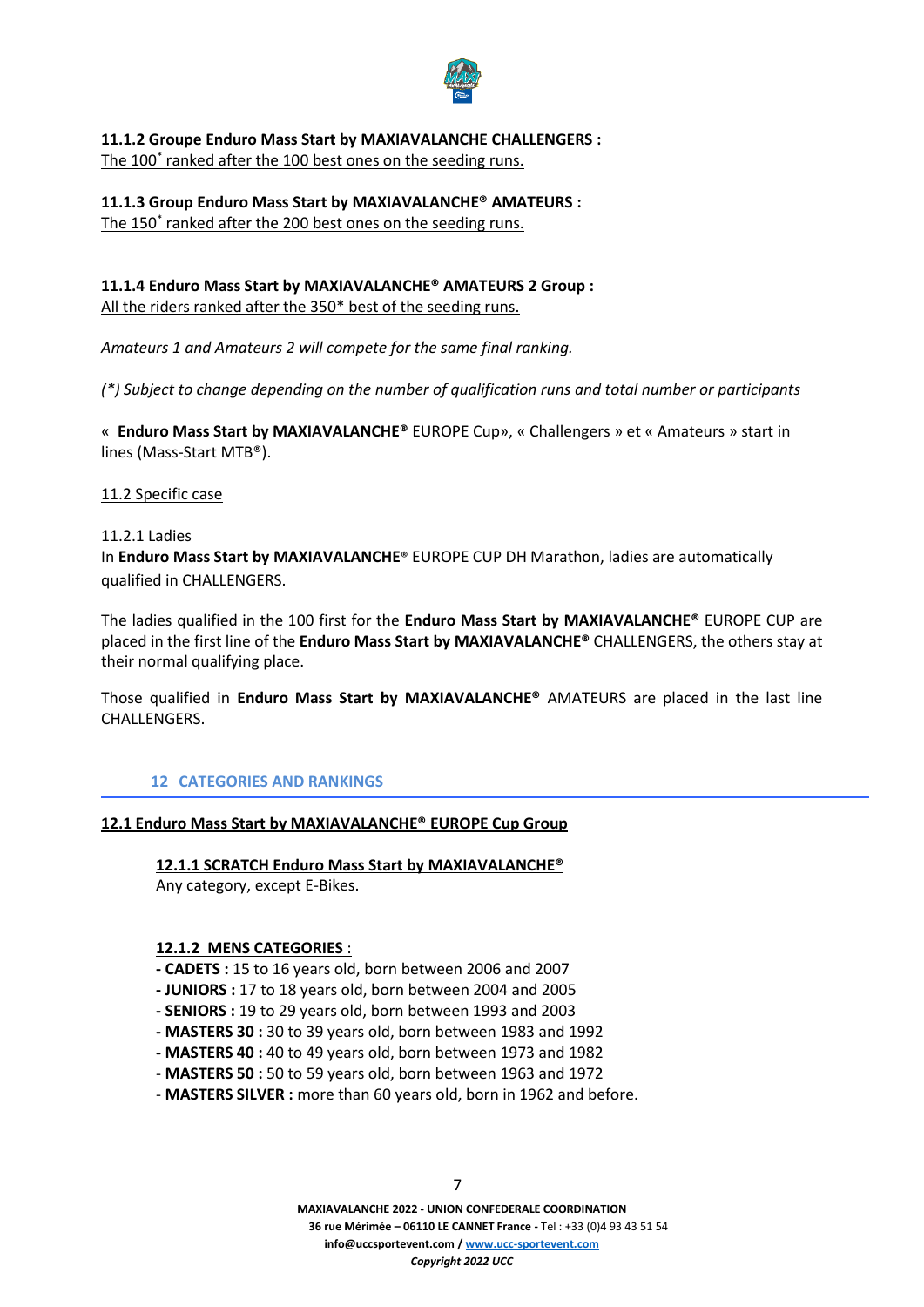**11.1.2 Groupe Enduro Mass Start by MAXIAVALANCHE CHALLENGERS :**
The 100* ranked after the 100 best ones on the seeding runs.

**11.1.3 Group Enduro Mass Start by MAXIAVALANCHE® AMATEURS :**
The 150* ranked after the 200 best ones on the seeding runs.

**11.1.4 Enduro Mass Start by MAXIAVALANCHE® AMATEURS 2 Group :**
All the riders ranked after the 350* best of the seeding runs.

*Amateurs 1 and Amateurs 2 will compete for the same final ranking.*

*(\*) Subject to change depending on the number of qualification runs and total number or participants*

« **Enduro Mass Start by MAXIAVALANCHE®** EUROPE Cup», « Challengers » et « Amateurs » start in lines (Mass-Start MTB®).

11.2 Specific case

11.2.1 Ladies
In **Enduro Mass Start by MAXIAVALANCHE®** EUROPE CUP DH Marathon, ladies are automatically qualified in CHALLENGERS.

The ladies qualified in the 100 first for the **Enduro Mass Start by MAXIAVALANCHE®** EUROPE CUP are placed in the first line of the **Enduro Mass Start by MAXIAVALANCHE®** CHALLENGERS, the others stay at their normal qualifying place.

Those qualified in **Enduro Mass Start by MAXIAVALANCHE®** AMATEURS are placed in the last line CHALLENGERS.

## 12 CATEGORIES AND RANKINGS

### 12.1 Enduro Mass Start by MAXIAVALANCHE® EUROPE Cup Group

#### 12.1.1 SCRATCH Enduro Mass Start by MAXIAVALANCHE®
Any category, except E-Bikes.

#### 12.1.2 MENS CATEGORIES :
- **CADETS :** 15 to 16 years old, born between 2006 and 2007
- **JUNIORS :** 17 to 18 years old, born between 2004 and 2005
- **SENIORS :** 19 to 29 years old, born between 1993 and 2003
- **MASTERS 30 :** 30 to 39 years old, born between 1983 and 1992
- **MASTERS 40 :** 40 to 49 years old, born between 1973 and 1982
- **MASTERS 50 :** 50 to 59 years old, born between 1963 and 1972
- **MASTERS SILVER :** more than 60 years old, born in 1962 and before.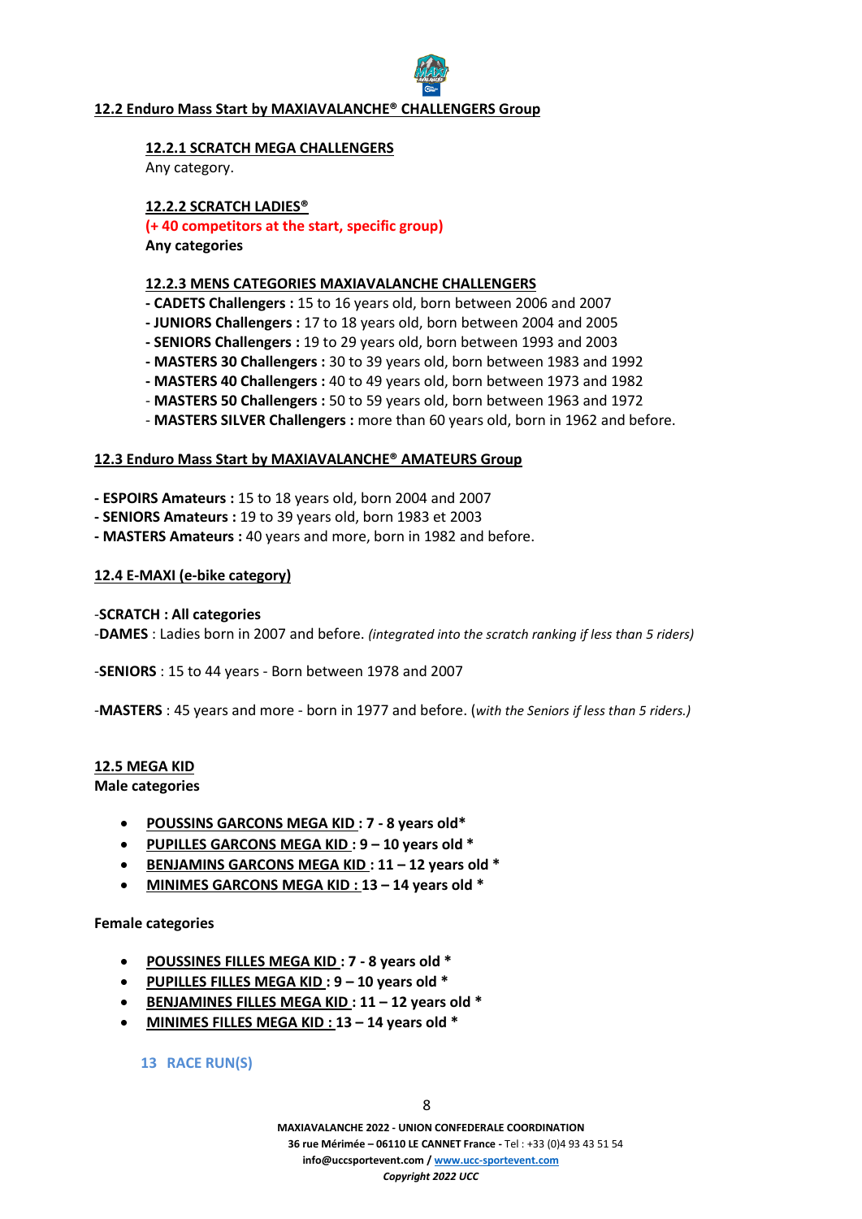### 12.2 Enduro Mass Start by MAXIAVALANCHE® CHALLENGERS Group

#### 12.2.1 SCRATCH MEGA CHALLENGERS

Any category.

#### 12.2.2 SCRATCH LADIES®

**(+ 40 competitors at the start, specific group)**

**Any categories**

#### 12.2.3 MENS CATEGORIES MAXIAVALANCHE CHALLENGERS

- **CADETS Challengers :** 15 to 16 years old, born between 2006 and 2007
- **JUNIORS Challengers :** 17 to 18 years old, born between 2004 and 2005
- **SENIORS Challengers :** 19 to 29 years old, born between 1993 and 2003
- **MASTERS 30 Challengers :** 30 to 39 years old, born between 1983 and 1992
- **MASTERS 40 Challengers :** 40 to 49 years old, born between 1973 and 1982
- **MASTERS 50 Challengers :** 50 to 59 years old, born between 1963 and 1972
- **MASTERS SILVER Challengers :** more than 60 years old, born in 1962 and before.

### 12.3 Enduro Mass Start by MAXIAVALANCHE® AMATEURS Group

- **ESPOIRS Amateurs :** 15 to 18 years old, born 2004 and 2007
- **SENIORS Amateurs :** 19 to 39 years old, born 1983 et 2003
- **MASTERS Amateurs :** 40 years and more, born in 1982 and before.

### 12.4 E-MAXI (e-bike category)

-**SCRATCH : All categories**

-**DAMES** : Ladies born in 2007 and before. *(integrated into the scratch ranking if less than 5 riders)*

-**SENIORS** : 15 to 44 years - Born between 1978 and 2007

-**MASTERS** : 45 years and more - born in 1977 and before. (*with the Seniors if less than 5 riders.)*

### 12.5 MEGA KID

**Male categories**

- **POUSSINS GARCONS MEGA KID : 7 - 8 years old***
- **PUPILLES GARCONS MEGA KID : 9 – 10 years old ***
- **BENJAMINS GARCONS MEGA KID : 11 – 12 years old ***
- **MINIMES GARCONS MEGA KID : 13 – 14 years old ***

**Female categories**

- **POUSSINES FILLES MEGA KID : 7 - 8 years old ***
- **PUPILLES FILLES MEGA KID : 9 – 10 years old ***
- **BENJAMINES FILLES MEGA KID : 11 – 12 years old ***
- **MINIMES FILLES MEGA KID : 13 – 14 years old ***

## 13 RACE RUN(S)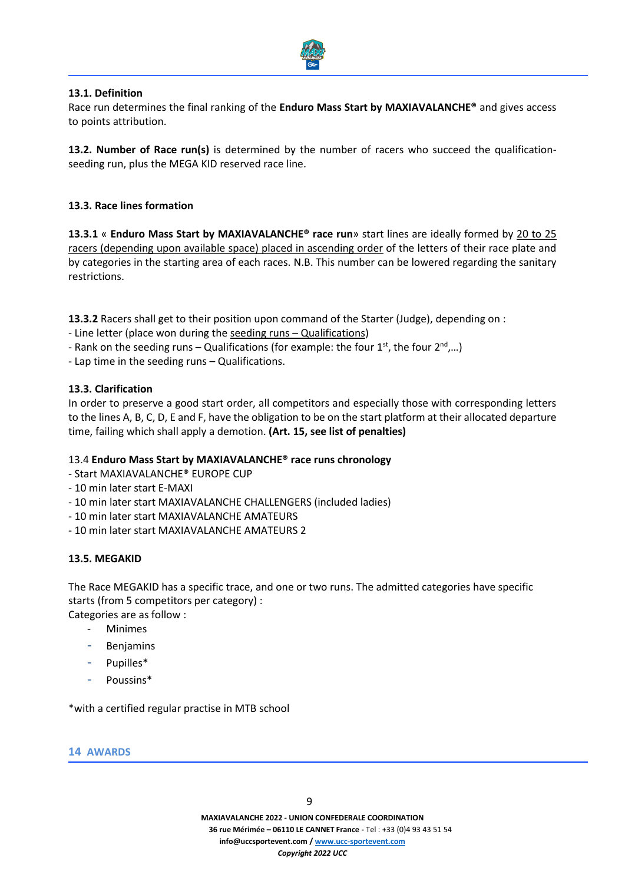**13.1. Definition**

Race run determines the final ranking of the **Enduro Mass Start by MAXIAVALANCHE®** and gives access to points attribution.

**13.2. Number of Race run(s)** is determined by the number of racers who succeed the qualification-seeding run, plus the MEGA KID reserved race line.

**13.3. Race lines formation**

**13.3.1** « **Enduro Mass Start by MAXIAVALANCHE® race run**» start lines are ideally formed by 20 to 25 racers (depending upon available space) placed in ascending order of the letters of their race plate and by categories in the starting area of each races. N.B. This number can be lowered regarding the sanitary restrictions.

**13.3.2** Racers shall get to their position upon command of the Starter (Judge), depending on :

- Line letter (place won during the seeding runs – Qualifications)
- Rank on the seeding runs – Qualifications (for example: the four 1st, the four 2nd,…)
- Lap time in the seeding runs – Qualifications.

**13.3. Clarification**

In order to preserve a good start order, all competitors and especially those with corresponding letters to the lines A, B, C, D, E and F, have the obligation to be on the start platform at their allocated departure time, failing which shall apply a demotion. **(Art. 15, see list of penalties)**

13.4 **Enduro Mass Start by MAXIAVALANCHE® race runs chronology**

- Start MAXIAVALANCHE® EUROPE CUP
- 10 min later start E-MAXI
- 10 min later start MAXIAVALANCHE CHALLENGERS (included ladies)
- 10 min later start MAXIAVALANCHE AMATEURS
- 10 min later start MAXIAVALANCHE AMATEURS 2

**13.5. MEGAKID**

The Race MEGAKID has a specific trace, and one or two runs. The admitted categories have specific starts (from 5 competitors per category) :

Categories are as follow :

- Minimes
- Benjamins
- Pupilles*
- Poussins*

*with a certified regular practise in MTB school

## 14 AWARDS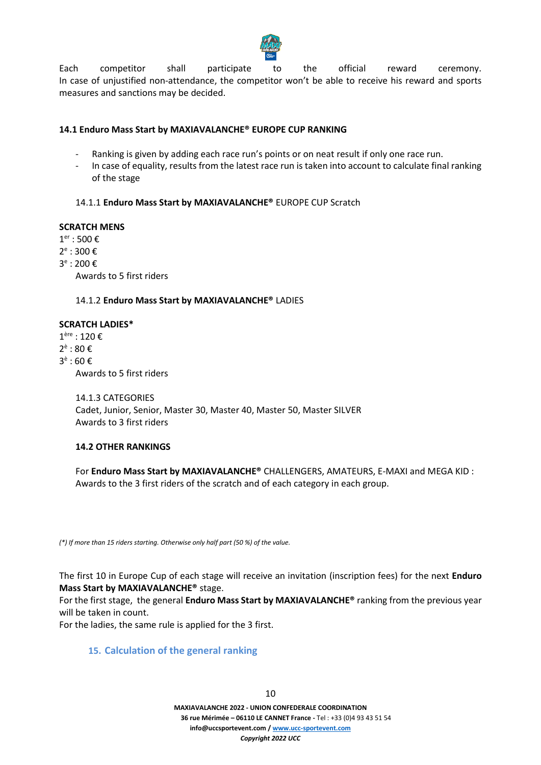Each competitor shall participate to the official reward ceremony. In case of unjustified non-attendance, the competitor won't be able to receive his reward and sports measures and sanctions may be decided.

### 14.1 Enduro Mass Start by MAXIAVALANCHE® EUROPE CUP RANKING

- Ranking is given by adding each race run's points or on neat result if only one race run.
- In case of equality, results from the latest race run is taken into account to calculate final ranking of the stage

#### 14.1.1 **Enduro Mass Start by MAXIAVALANCHE®** EUROPE CUP Scratch

**SCRATCH MENS**

1er : 500 €
2e : 300 €
3e : 200 €
Awards to 5 first riders

#### 14.1.2 **Enduro Mass Start by MAXIAVALANCHE®** LADIES

**SCRATCH LADIES***

1ère : 120 €
2è : 80 €
3è : 60 €
Awards to 5 first riders

#### 14.1.3 CATEGORIES

Cadet, Junior, Senior, Master 30, Master 40, Master 50, Master SILVER
Awards to 3 first riders

### 14.2 OTHER RANKINGS

For **Enduro Mass Start by MAXIAVALANCHE®** CHALLENGERS, AMATEURS, E-MAXI and MEGA KID : Awards to the 3 first riders of the scratch and of each category in each group.

*(\*) If more than 15 riders starting. Otherwise only half part (50 %) of the value.*

The first 10 in Europe Cup of each stage will receive an invitation (inscription fees) for the next **Enduro Mass Start by MAXIAVALANCHE®** stage.
For the first stage, the general **Enduro Mass Start by MAXIAVALANCHE®** ranking from the previous year will be taken in count.
For the ladies, the same rule is applied for the 3 first.

## 15. Calculation of the general ranking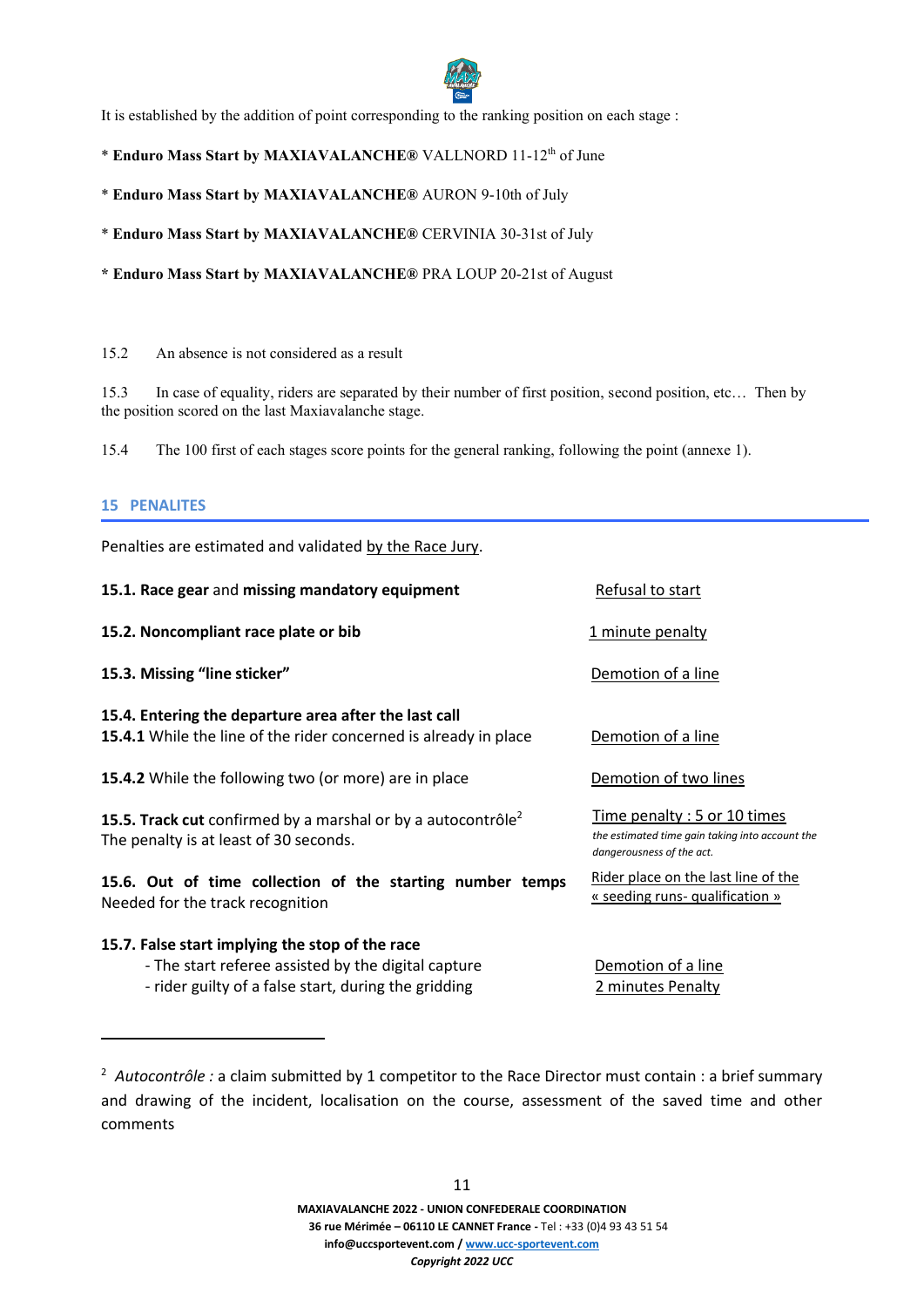It is established by the addition of point corresponding to the ranking position on each stage :

* **Enduro Mass Start by MAXIAVALANCHE®** VALLNORD 11-12th of June

* **Enduro Mass Start by MAXIAVALANCHE®** AURON 9-10th of July

* **Enduro Mass Start by MAXIAVALANCHE®** CERVINIA 30-31st of July

* **Enduro Mass Start by MAXIAVALANCHE®** PRA LOUP 20-21st of August

15.2 An absence is not considered as a result

15.3 In case of equality, riders are separated by their number of first position, second position, etc… Then by the position scored on the last Maxiavalanche stage.

15.4 The 100 first of each stages score points for the general ranking, following the point (annexe 1).

## 15 PENALITES

Penalties are estimated and validated by the Race Jury.

| | |
|---|---|
| **15.1. Race gear** and **missing mandatory equipment** | Refusal to start |
| **15.2. Noncompliant race plate or bib** | 1 minute penalty |
| **15.3. Missing "line sticker"** | Demotion of a line |
| **15.4. Entering the departure area after the last call** | |
| **15.4.1** While the line of the rider concerned is already in place | Demotion of a line |
| **15.4.2** While the following two (or more) are in place | Demotion of two lines |
| **15.5. Track cut** confirmed by a marshal or by a autocontrôle[2] The penalty is at least of 30 seconds. | Time penalty : 5 or 10 times *the estimated time gain taking into account the dangerousness of the act.* |
| **15.6. Out of time collection of the starting number temps** Needed for the track recognition | Rider place on the last line of the « seeding runs- qualification » |
| **15.7. False start implying the stop of the race** | |
| - The start referee assisted by the digital capture | Demotion of a line |
| - rider guilty of a false start, during the gridding | 2 minutes Penalty |

[2] *Autocontrôle :* a claim submitted by 1 competitor to the Race Director must contain : a brief summary and drawing of the incident, localisation on the course, assessment of the saved time and other comments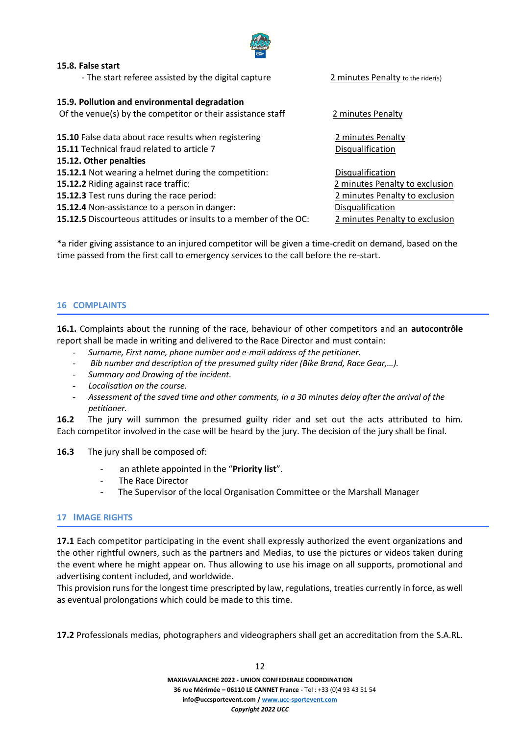**15.8. False start**

- The start referee assisted by the digital capture — 2 minutes Penalty to the rider(s)

**15.9. Pollution and environmental degradation**

Of the venue(s) by the competitor or their assistance staff — 2 minutes Penalty

**15.10** False data about race results when registering — 2 minutes Penalty

**15.11** Technical fraud related to article 7 — Disqualification

**15.12. Other penalties**

**15.12.1** Not wearing a helmet during the competition: — Disqualification

**15.12.2** Riding against race traffic: — 2 minutes Penalty to exclusion

**15.12.3** Test runs during the race period: — 2 minutes Penalty to exclusion

**15.12.4** Non-assistance to a person in danger: — Disqualification

**15.12.5** Discourteous attitudes or insults to a member of the OC: — 2 minutes Penalty to exclusion

*a rider giving assistance to an injured competitor will be given a time-credit on demand, based on the time passed from the first call to emergency services to the call before the re-start.

## 16 COMPLAINTS

**16.1.** Complaints about the running of the race, behaviour of other competitors and an **autocontrôle** report shall be made in writing and delivered to the Race Director and must contain:

- *Surname, First name, phone number and e-mail address of the petitioner.*
- *Bib number and description of the presumed guilty rider (Bike Brand, Race Gear,…).*
- *Summary and Drawing of the incident.*
- *Localisation on the course.*
- *Assessment of the saved time and other comments, in a 30 minutes delay after the arrival of the petitioner.*

**16.2** The jury will summon the presumed guilty rider and set out the acts attributed to him. Each competitor involved in the case will be heard by the jury. The decision of the jury shall be final.

**16.3** The jury shall be composed of:

- an athlete appointed in the "**Priority list**".
- The Race Director
- The Supervisor of the local Organisation Committee or the Marshall Manager

## 17 IMAGE RIGHTS

**17.1** Each competitor participating in the event shall expressly authorized the event organizations and the other rightful owners, such as the partners and Medias, to use the pictures or videos taken during the event where he might appear on. Thus allowing to use his image on all supports, promotional and advertising content included, and worldwide.

This provision runs for the longest time prescripted by law, regulations, treaties currently in force, as well as eventual prolongations which could be made to this time.

**17.2** Professionals medias, photographers and videographers shall get an accreditation from the S.A.RL.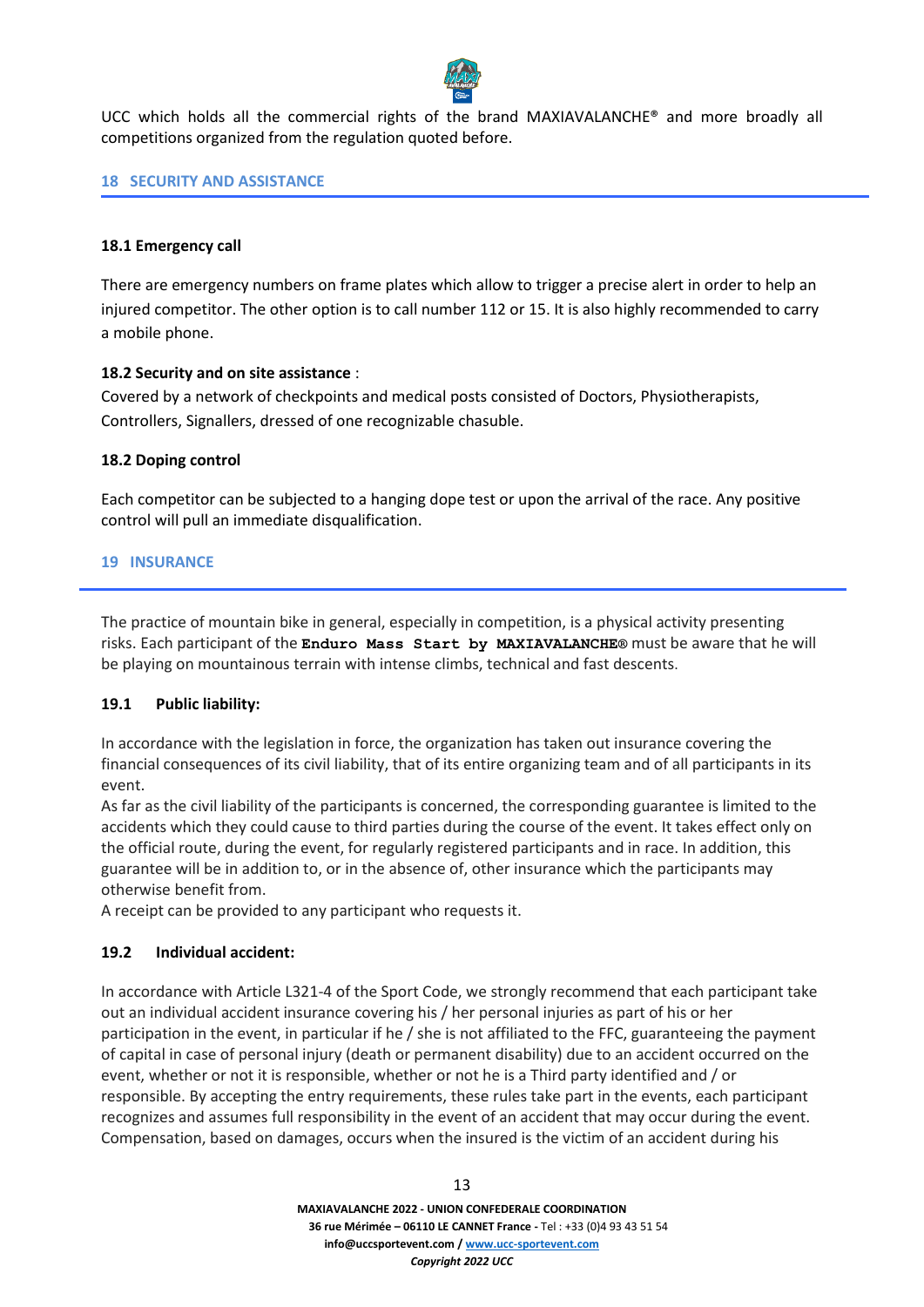UCC which holds all the commercial rights of the brand MAXIAVALANCHE® and more broadly all competitions organized from the regulation quoted before.

## 18 SECURITY AND ASSISTANCE

### 18.1 Emergency call

There are emergency numbers on frame plates which allow to trigger a precise alert in order to help an injured competitor. The other option is to call number 112 or 15. It is also highly recommended to carry a mobile phone.

### 18.2 Security and on site assistance :

Covered by a network of checkpoints and medical posts consisted of Doctors, Physiotherapists, Controllers, Signallers, dressed of one recognizable chasuble.

### 18.2 Doping control

Each competitor can be subjected to a hanging dope test or upon the arrival of the race. Any positive control will pull an immediate disqualification.

## 19 INSURANCE

The practice of mountain bike in general, especially in competition, is a physical activity presenting risks. Each participant of the **Enduro Mass Start by MAXIAVALANCHE®** must be aware that he will be playing on mountainous terrain with intense climbs, technical and fast descents.

### 19.1 Public liability:

In accordance with the legislation in force, the organization has taken out insurance covering the financial consequences of its civil liability, that of its entire organizing team and of all participants in its event.

As far as the civil liability of the participants is concerned, the corresponding guarantee is limited to the accidents which they could cause to third parties during the course of the event. It takes effect only on the official route, during the event, for regularly registered participants and in race. In addition, this guarantee will be in addition to, or in the absence of, other insurance which the participants may otherwise benefit from.

A receipt can be provided to any participant who requests it.

### 19.2 Individual accident:

In accordance with Article L321-4 of the Sport Code, we strongly recommend that each participant take out an individual accident insurance covering his / her personal injuries as part of his or her participation in the event, in particular if he / she is not affiliated to the FFC, guaranteeing the payment of capital in case of personal injury (death or permanent disability) due to an accident occurred on the event, whether or not it is responsible, whether or not he is a Third party identified and / or responsible. By accepting the entry requirements, these rules take part in the events, each participant recognizes and assumes full responsibility in the event of an accident that may occur during the event. Compensation, based on damages, occurs when the insured is the victim of an accident during his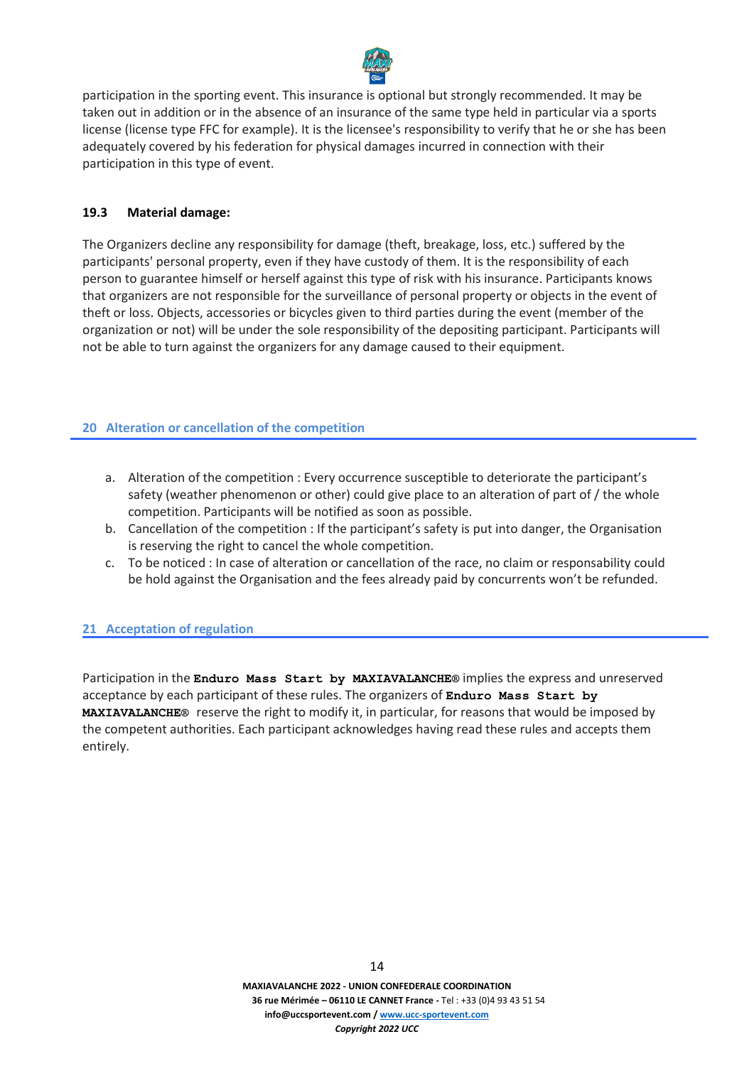participation in the sporting event. This insurance is optional but strongly recommended. It may be taken out in addition or in the absence of an insurance of the same type held in particular via a sports license (license type FFC for example). It is the licensee's responsibility to verify that he or she has been adequately covered by his federation for physical damages incurred in connection with their participation in this type of event.

### 19.3 Material damage:

The Organizers decline any responsibility for damage (theft, breakage, loss, etc.) suffered by the participants' personal property, even if they have custody of them. It is the responsibility of each person to guarantee himself or herself against this type of risk with his insurance. Participants knows that organizers are not responsible for the surveillance of personal property or objects in the event of theft or loss. Objects, accessories or bicycles given to third parties during the event (member of the organization or not) will be under the sole responsibility of the depositing participant. Participants will not be able to turn against the organizers for any damage caused to their equipment.

## 20 Alteration or cancellation of the competition

a. Alteration of the competition : Every occurrence susceptible to deteriorate the participant's safety (weather phenomenon or other) could give place to an alteration of part of / the whole competition. Participants will be notified as soon as possible.
b. Cancellation of the competition : If the participant's safety is put into danger, the Organisation is reserving the right to cancel the whole competition.
c. To be noticed : In case of alteration or cancellation of the race, no claim or responsability could be hold against the Organisation and the fees already paid by concurrents won't be refunded.

## 21 Acceptation of regulation

Participation in the **Enduro Mass Start by MAXIAVALANCHE®** implies the express and unreserved acceptance by each participant of these rules. The organizers of **Enduro Mass Start by MAXIAVALANCHE®** reserve the right to modify it, in particular, for reasons that would be imposed by the competent authorities. Each participant acknowledges having read these rules and accepts them entirely.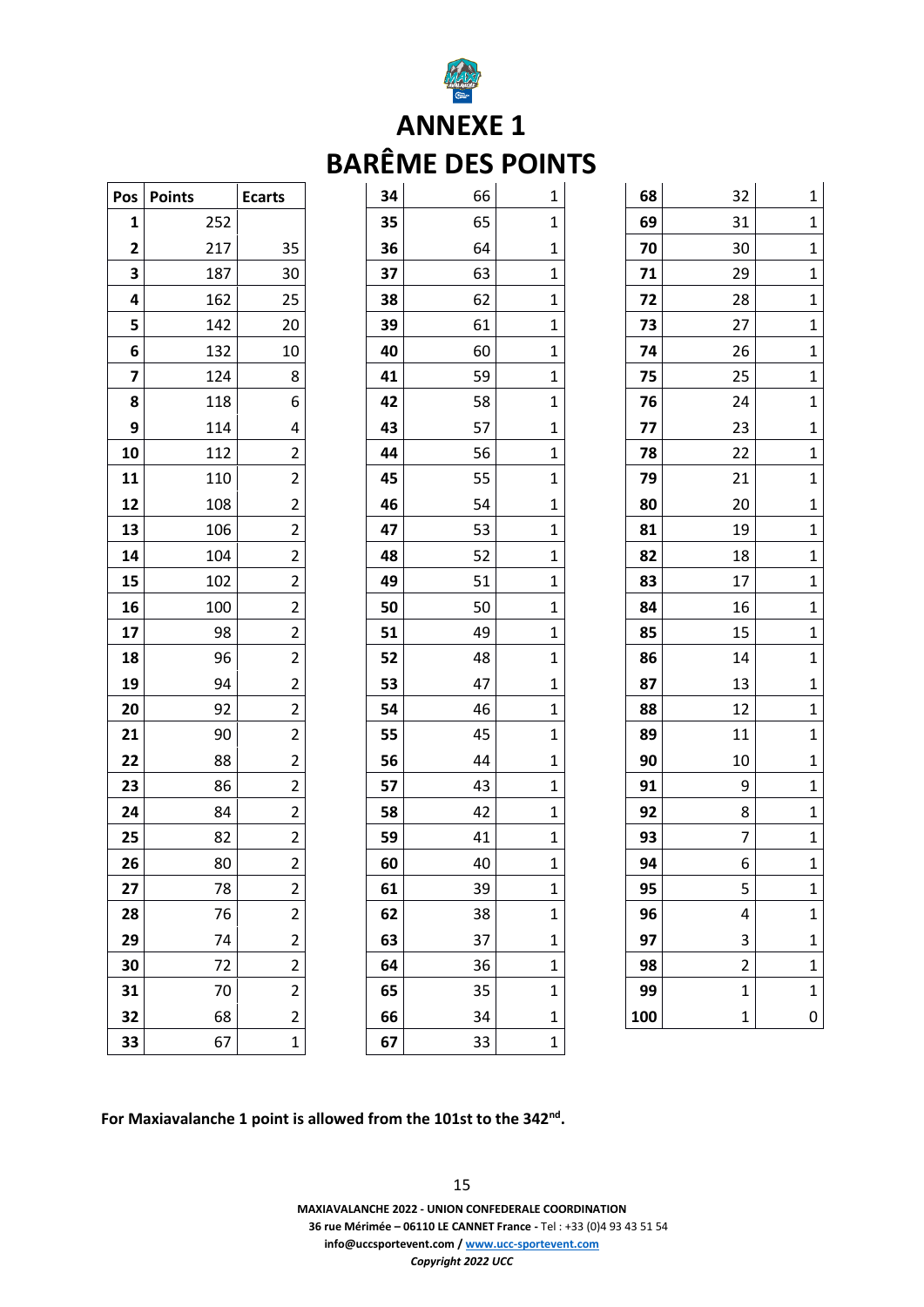# ANNEXE 1
# BARÊME DES POINTS

| Pos | Points | Ecarts |
|---|---|---|
| 1 | 252 | |
| 2 | 217 | 35 |
| 3 | 187 | 30 |
| 4 | 162 | 25 |
| 5 | 142 | 20 |
| 6 | 132 | 10 |
| 7 | 124 | 8 |
| 8 | 118 | 6 |
| 9 | 114 | 4 |
| 10 | 112 | 2 |
| 11 | 110 | 2 |
| 12 | 108 | 2 |
| 13 | 106 | 2 |
| 14 | 104 | 2 |
| 15 | 102 | 2 |
| 16 | 100 | 2 |
| 17 | 98 | 2 |
| 18 | 96 | 2 |
| 19 | 94 | 2 |
| 20 | 92 | 2 |
| 21 | 90 | 2 |
| 22 | 88 | 2 |
| 23 | 86 | 2 |
| 24 | 84 | 2 |
| 25 | 82 | 2 |
| 26 | 80 | 2 |
| 27 | 78 | 2 |
| 28 | 76 | 2 |
| 29 | 74 | 2 |
| 30 | 72 | 2 |
| 31 | 70 | 2 |
| 32 | 68 | 2 |
| 33 | 67 | 1 |
| 34 | 66 | 1 |
| 35 | 65 | 1 |
| 36 | 64 | 1 |
| 37 | 63 | 1 |
| 38 | 62 | 1 |
| 39 | 61 | 1 |
| 40 | 60 | 1 |
| 41 | 59 | 1 |
| 42 | 58 | 1 |
| 43 | 57 | 1 |
| 44 | 56 | 1 |
| 45 | 55 | 1 |
| 46 | 54 | 1 |
| 47 | 53 | 1 |
| 48 | 52 | 1 |
| 49 | 51 | 1 |
| 50 | 50 | 1 |
| 51 | 49 | 1 |
| 52 | 48 | 1 |
| 53 | 47 | 1 |
| 54 | 46 | 1 |
| 55 | 45 | 1 |
| 56 | 44 | 1 |
| 57 | 43 | 1 |
| 58 | 42 | 1 |
| 59 | 41 | 1 |
| 60 | 40 | 1 |
| 61 | 39 | 1 |
| 62 | 38 | 1 |
| 63 | 37 | 1 |
| 64 | 36 | 1 |
| 65 | 35 | 1 |
| 66 | 34 | 1 |
| 67 | 33 | 1 |
| 68 | 32 | 1 |
| 69 | 31 | 1 |
| 70 | 30 | 1 |
| 71 | 29 | 1 |
| 72 | 28 | 1 |
| 73 | 27 | 1 |
| 74 | 26 | 1 |
| 75 | 25 | 1 |
| 76 | 24 | 1 |
| 77 | 23 | 1 |
| 78 | 22 | 1 |
| 79 | 21 | 1 |
| 80 | 20 | 1 |
| 81 | 19 | 1 |
| 82 | 18 | 1 |
| 83 | 17 | 1 |
| 84 | 16 | 1 |
| 85 | 15 | 1 |
| 86 | 14 | 1 |
| 87 | 13 | 1 |
| 88 | 12 | 1 |
| 89 | 11 | 1 |
| 90 | 10 | 1 |
| 91 | 9 | 1 |
| 92 | 8 | 1 |
| 93 | 7 | 1 |
| 94 | 6 | 1 |
| 95 | 5 | 1 |
| 96 | 4 | 1 |
| 97 | 3 | 1 |
| 98 | 2 | 1 |
| 99 | 1 | 1 |
| 100 | 1 | 0 |

**For Maxiavalanche 1 point is allowed from the 101st to the 342nd.**

**MAXIAVALANCHE 2022 - UNION CONFEDERALE COORDINATION**
**36 rue Mérimée – 06110 LE CANNET France** - Tel : +33 (0)4 93 43 51 54
**info@uccsportevent.com / www.ucc-sportevent.com**
***Copyright 2022 UCC***